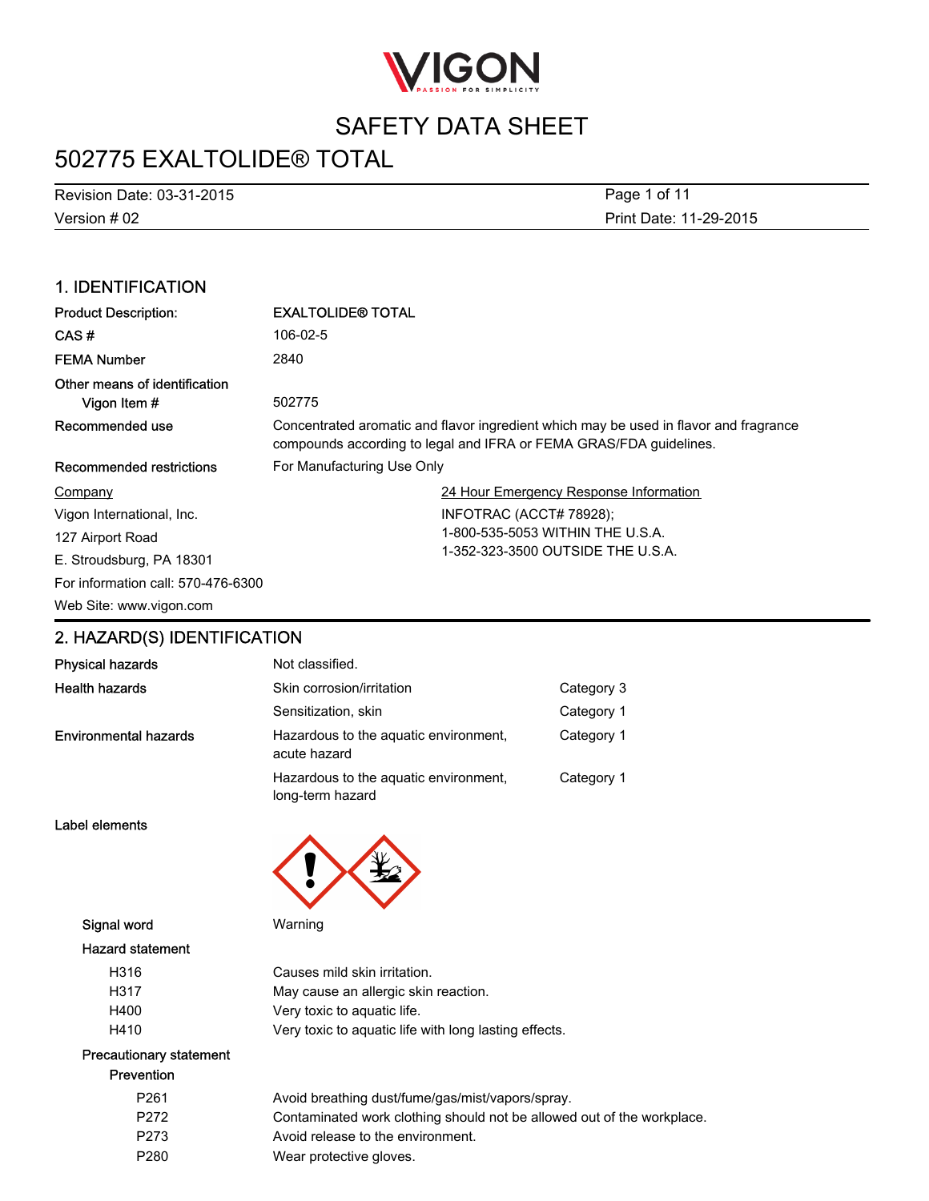# SAFETY DATA SHEET

# 502775 EXALTOLIDE® TOTAL

Revision Date: 03-31-2015
Version # 02
Print Date: 11-29-2015

## 1. IDENTIFICATION

| | |
|---|---|
| **Product Description:** | **EXALTOLIDE® TOTAL** |
| **CAS #** | 106-02-5 |
| **FEMA Number** | 2840 |
| **Other means of identification** | |
| Vigon Item # | 502775 |
| **Recommended use** | Concentrated aromatic and flavor ingredient which may be used in flavor and fragrance compounds according to legal and IFRA or FEMA GRAS/FDA guidelines. |
| **Recommended restrictions** | For Manufacturing Use Only |

**Company**
Vigon International, Inc.
127 Airport Road
E. Stroudsburg, PA 18301
For information call: 570-476-6300
Web Site: www.vigon.com

**24 Hour Emergency Response Information**
INFOTRAC (ACCT# 78928);
1-800-535-5053 WITHIN THE U.S.A.
1-352-323-3500 OUTSIDE THE U.S.A.

## 2. HAZARD(S) IDENTIFICATION

| | | |
|---|---|---|
| **Physical hazards** | Not classified. | |
| **Health hazards** | Skin corrosion/irritation | Category 3 |
| | Sensitization, skin | Category 1 |
| **Environmental hazards** | Hazardous to the aquatic environment, acute hazard | Category 1 |
| | Hazardous to the aquatic environment, long-term hazard | Category 1 |

**Label elements**

**Signal word** Warning

**Hazard statement**

| | |
|---|---|
| H316 | Causes mild skin irritation. |
| H317 | May cause an allergic skin reaction. |
| H400 | Very toxic to aquatic life. |
| H410 | Very toxic to aquatic life with long lasting effects. |

**Precautionary statement**

**Prevention**

| | |
|---|---|
| P261 | Avoid breathing dust/fume/gas/mist/vapors/spray. |
| P272 | Contaminated work clothing should not be allowed out of the workplace. |
| P273 | Avoid release to the environment. |
| P280 | Wear protective gloves. |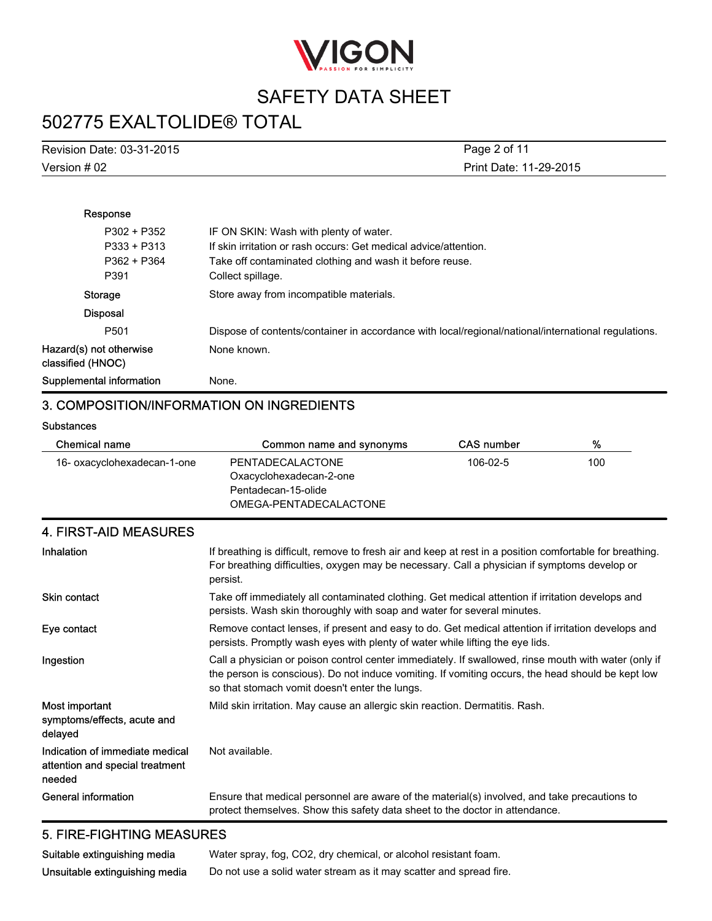**Response**

| | |
|---|---|
| P302 + P352 | IF ON SKIN: Wash with plenty of water. |
| P333 + P313 | If skin irritation or rash occurs: Get medical advice/attention. |
| P362 + P364 | Take off contaminated clothing and wash it before reuse. |
| P391 | Collect spillage. |

**Storage** Store away from incompatible materials.

**Disposal**

| | |
|---|---|
| P501 | Dispose of contents/container in accordance with local/regional/national/international regulations. |

**Hazard(s) not otherwise classified (HNOC)** None known.

**Supplemental information** None.

## 3. COMPOSITION/INFORMATION ON INGREDIENTS

**Substances**

| Chemical name | Common name and synonyms | CAS number | % |
|---|---|---|---|
| 16- oxacyclohexadecan-1-one | PENTADECALACTONE<br>Oxacyclohexadecan-2-one<br>Pentadecan-15-olide<br>OMEGA-PENTADECALACTONE | 106-02-5 | 100 |

## 4. FIRST-AID MEASURES

**Inhalation** If breathing is difficult, remove to fresh air and keep at rest in a position comfortable for breathing. For breathing difficulties, oxygen may be necessary. Call a physician if symptoms develop or persist.

**Skin contact** Take off immediately all contaminated clothing. Get medical attention if irritation develops and persists. Wash skin thoroughly with soap and water for several minutes.

**Eye contact** Remove contact lenses, if present and easy to do. Get medical attention if irritation develops and persists. Promptly wash eyes with plenty of water while lifting the eye lids.

**Ingestion** Call a physician or poison control center immediately. If swallowed, rinse mouth with water (only if the person is conscious). Do not induce vomiting. If vomiting occurs, the head should be kept low so that stomach vomit doesn't enter the lungs.

**Most important symptoms/effects, acute and delayed** Mild skin irritation. May cause an allergic skin reaction. Dermatitis. Rash.

**Indication of immediate medical attention and special treatment needed** Not available.

**General information** Ensure that medical personnel are aware of the material(s) involved, and take precautions to protect themselves. Show this safety data sheet to the doctor in attendance.

## 5. FIRE-FIGHTING MEASURES

**Suitable extinguishing media** Water spray, fog, CO2, dry chemical, or alcohol resistant foam.

**Unsuitable extinguishing media** Do not use a solid water stream as it may scatter and spread fire.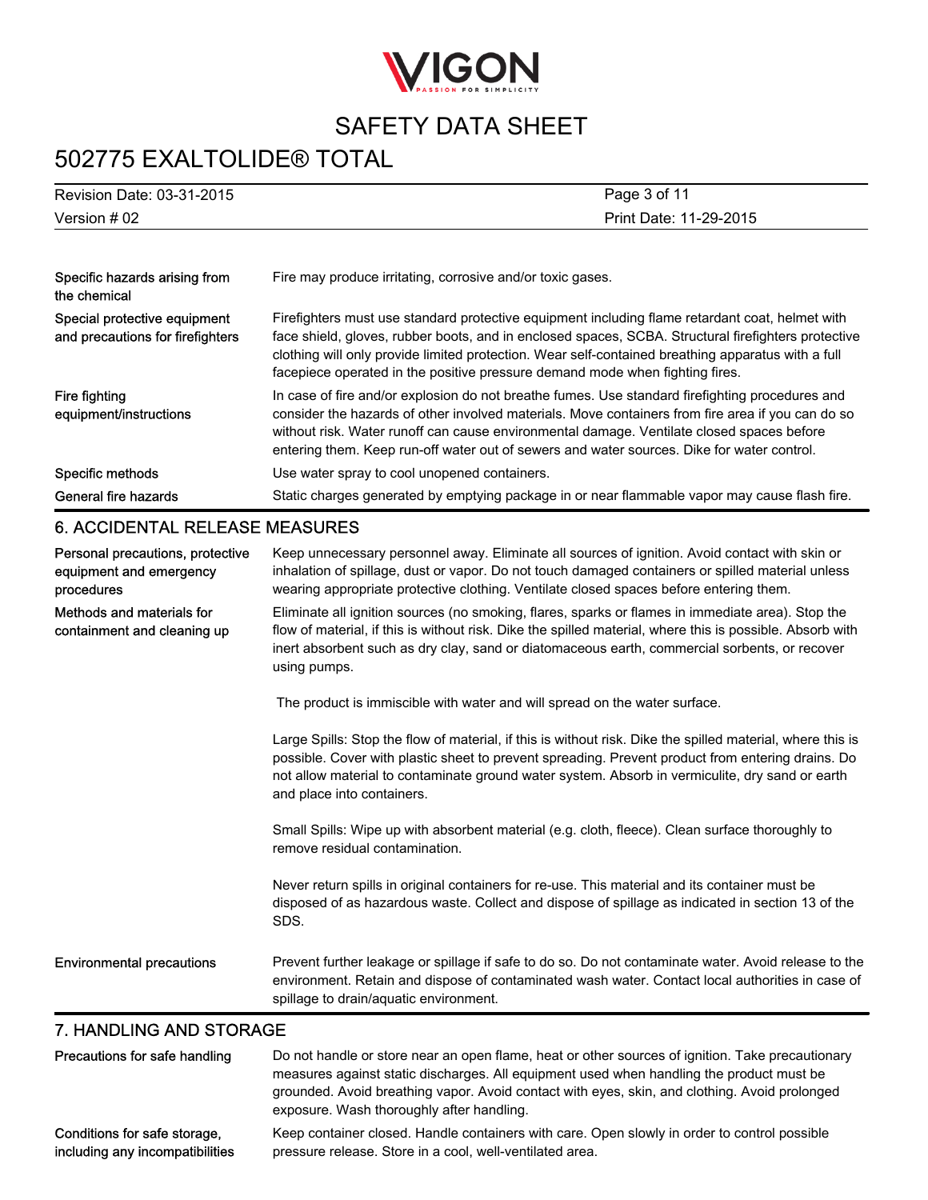| | |
|---|---|
| Specific hazards arising from the chemical | Fire may produce irritating, corrosive and/or toxic gases. |
| Special protective equipment and precautions for firefighters | Firefighters must use standard protective equipment including flame retardant coat, helmet with face shield, gloves, rubber boots, and in enclosed spaces, SCBA. Structural firefighters protective clothing will only provide limited protection. Wear self-contained breathing apparatus with a full facepiece operated in the positive pressure demand mode when fighting fires. |
| Fire fighting equipment/instructions | In case of fire and/or explosion do not breathe fumes. Use standard firefighting procedures and consider the hazards of other involved materials. Move containers from fire area if you can do so without risk. Water runoff can cause environmental damage. Ventilate closed spaces before entering them. Keep run-off water out of sewers and water sources. Dike for water control. |
| Specific methods | Use water spray to cool unopened containers. |
| General fire hazards | Static charges generated by emptying package in or near flammable vapor may cause flash fire. |

## 6. ACCIDENTAL RELEASE MEASURES

**Personal precautions, protective equipment and emergency procedures**

Keep unnecessary personnel away. Eliminate all sources of ignition. Avoid contact with skin or inhalation of spillage, dust or vapor. Do not touch damaged containers or spilled material unless wearing appropriate protective clothing. Ventilate closed spaces before entering them.

**Methods and materials for containment and cleaning up**

Eliminate all ignition sources (no smoking, flares, sparks or flames in immediate area). Stop the flow of material, if this is without risk. Dike the spilled material, where this is possible. Absorb with inert absorbent such as dry clay, sand or diatomaceous earth, commercial sorbents, or recover using pumps.

The product is immiscible with water and will spread on the water surface.

Large Spills: Stop the flow of material, if this is without risk. Dike the spilled material, where this is possible. Cover with plastic sheet to prevent spreading. Prevent product from entering drains. Do not allow material to contaminate ground water system. Absorb in vermiculite, dry sand or earth and place into containers.

Small Spills: Wipe up with absorbent material (e.g. cloth, fleece). Clean surface thoroughly to remove residual contamination.

Never return spills in original containers for re-use. This material and its container must be disposed of as hazardous waste. Collect and dispose of spillage as indicated in section 13 of the SDS.

**Environmental precautions**

Prevent further leakage or spillage if safe to do so. Do not contaminate water. Avoid release to the environment. Retain and dispose of contaminated wash water. Contact local authorities in case of spillage to drain/aquatic environment.

## 7. HANDLING AND STORAGE

**Precautions for safe handling**

Do not handle or store near an open flame, heat or other sources of ignition. Take precautionary measures against static discharges. All equipment used when handling the product must be grounded. Avoid breathing vapor. Avoid contact with eyes, skin, and clothing. Avoid prolonged exposure. Wash thoroughly after handling.

**Conditions for safe storage, including any incompatibilities**

Keep container closed. Handle containers with care. Open slowly in order to control possible pressure release. Store in a cool, well-ventilated area.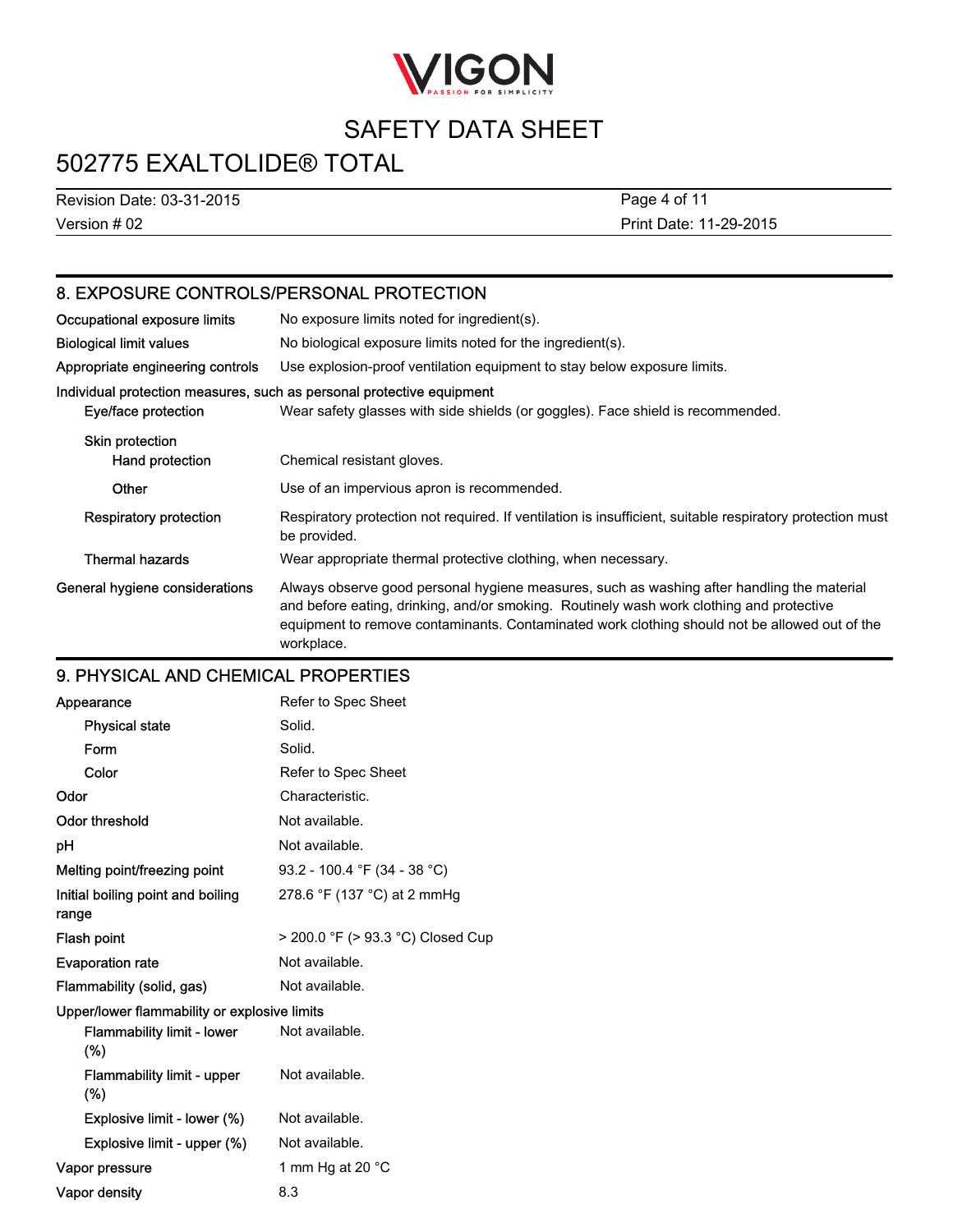## 8. EXPOSURE CONTROLS/PERSONAL PROTECTION

| | |
|---|---|
| Occupational exposure limits | No exposure limits noted for ingredient(s). |
| Biological limit values | No biological exposure limits noted for the ingredient(s). |
| Appropriate engineering controls | Use explosion-proof ventilation equipment to stay below exposure limits. |

**Individual protection measures, such as personal protective equipment**

| | |
|---|---|
| Eye/face protection | Wear safety glasses with side shields (or goggles). Face shield is recommended. |
| Skin protection | |
| Hand protection | Chemical resistant gloves. |
| Other | Use of an impervious apron is recommended. |
| Respiratory protection | Respiratory protection not required. If ventilation is insufficient, suitable respiratory protection must be provided. |
| Thermal hazards | Wear appropriate thermal protective clothing, when necessary. |
| General hygiene considerations | Always observe good personal hygiene measures, such as washing after handling the material and before eating, drinking, and/or smoking. Routinely wash work clothing and protective equipment to remove contaminants. Contaminated work clothing should not be allowed out of the workplace. |

## 9. PHYSICAL AND CHEMICAL PROPERTIES

| | |
|---|---|
| Appearance | Refer to Spec Sheet |
| Physical state | Solid. |
| Form | Solid. |
| Color | Refer to Spec Sheet |
| Odor | Characteristic. |
| Odor threshold | Not available. |
| pH | Not available. |
| Melting point/freezing point | 93.2 - 100.4 °F (34 - 38 °C) |
| Initial boiling point and boiling range | 278.6 °F (137 °C) at 2 mmHg |
| Flash point | > 200.0 °F (> 93.3 °C) Closed Cup |
| Evaporation rate | Not available. |
| Flammability (solid, gas) | Not available. |

**Upper/lower flammability or explosive limits**

| | |
|---|---|
| Flammability limit - lower (%) | Not available. |
| Flammability limit - upper (%) | Not available. |
| Explosive limit - lower (%) | Not available. |
| Explosive limit - upper (%) | Not available. |
| Vapor pressure | 1 mm Hg at 20 °C |
| Vapor density | 8.3 |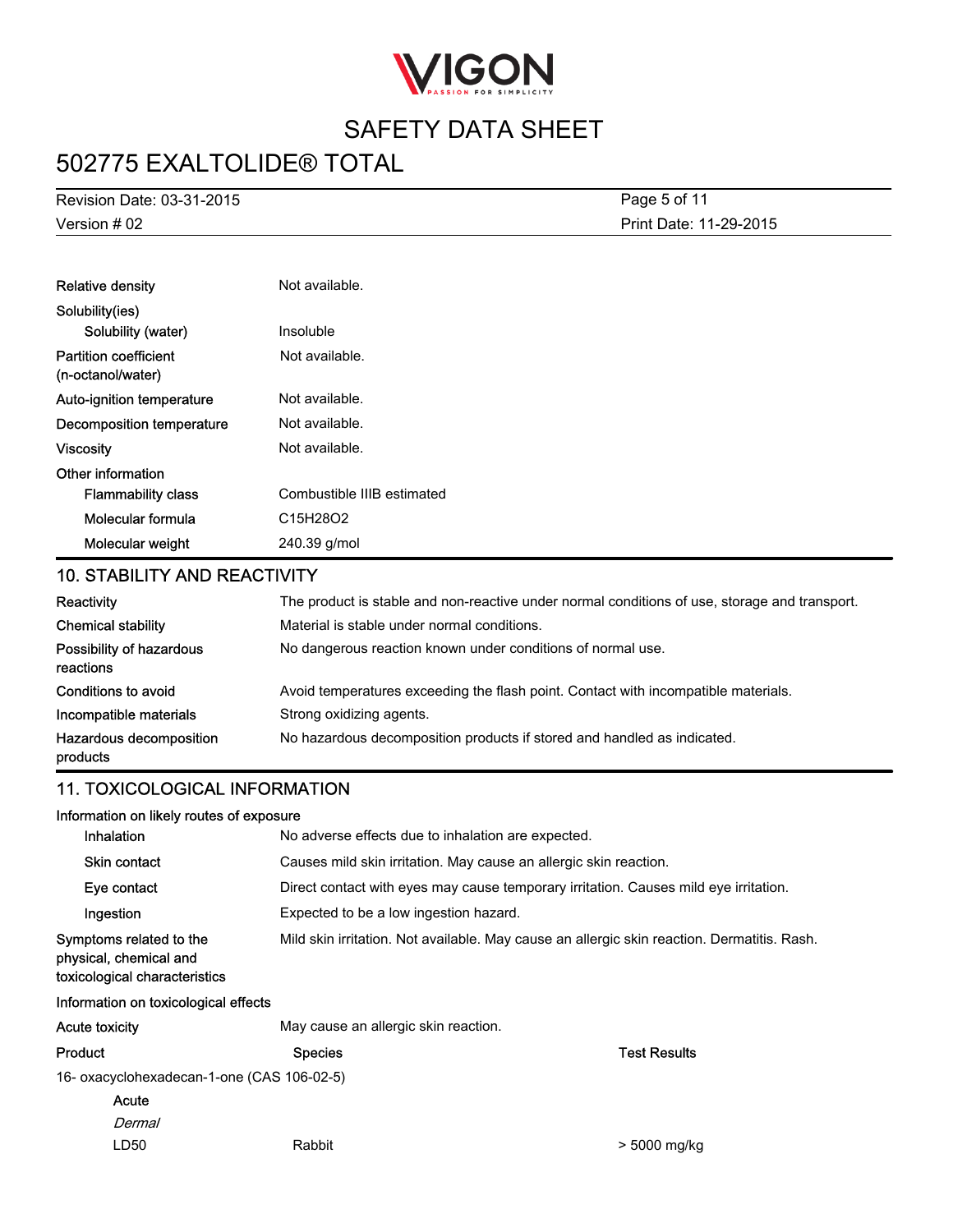| | |
|---|---|
| Relative density | Not available. |
| Solubility(ies) | |
| Solubility (water) | Insoluble |
| Partition coefficient (n-octanol/water) | Not available. |
| Auto-ignition temperature | Not available. |
| Decomposition temperature | Not available. |
| Viscosity | Not available. |
| Other information | |
| Flammability class | Combustible IIIB estimated |
| Molecular formula | $C_{15}H_{28}O_2$ |
| Molecular weight | 240.39 g/mol |

## 10. STABILITY AND REACTIVITY

| | |
|---|---|
| Reactivity | The product is stable and non-reactive under normal conditions of use, storage and transport. |
| Chemical stability | Material is stable under normal conditions. |
| Possibility of hazardous reactions | No dangerous reaction known under conditions of normal use. |
| Conditions to avoid | Avoid temperatures exceeding the flash point. Contact with incompatible materials. |
| Incompatible materials | Strong oxidizing agents. |
| Hazardous decomposition products | No hazardous decomposition products if stored and handled as indicated. |

## 11. TOXICOLOGICAL INFORMATION

**Information on likely routes of exposure**

| | |
|---|---|
| Inhalation | No adverse effects due to inhalation are expected. |
| Skin contact | Causes mild skin irritation. May cause an allergic skin reaction. |
| Eye contact | Direct contact with eyes may cause temporary irritation. Causes mild eye irritation. |
| Ingestion | Expected to be a low ingestion hazard. |
| Symptoms related to the physical, chemical and toxicological characteristics | Mild skin irritation. Not available. May cause an allergic skin reaction. Dermatitis. Rash. |

**Information on toxicological effects**

| | |
|---|---|
| Acute toxicity | May cause an allergic skin reaction. |

| Product | Species | Test Results |
|---|---|---|
| 16- oxacyclohexadecan-1-one (CAS 106-02-5) | | |
| Acute | | |
| *Dermal* | | |
| LD50 | Rabbit | > 5000 mg/kg |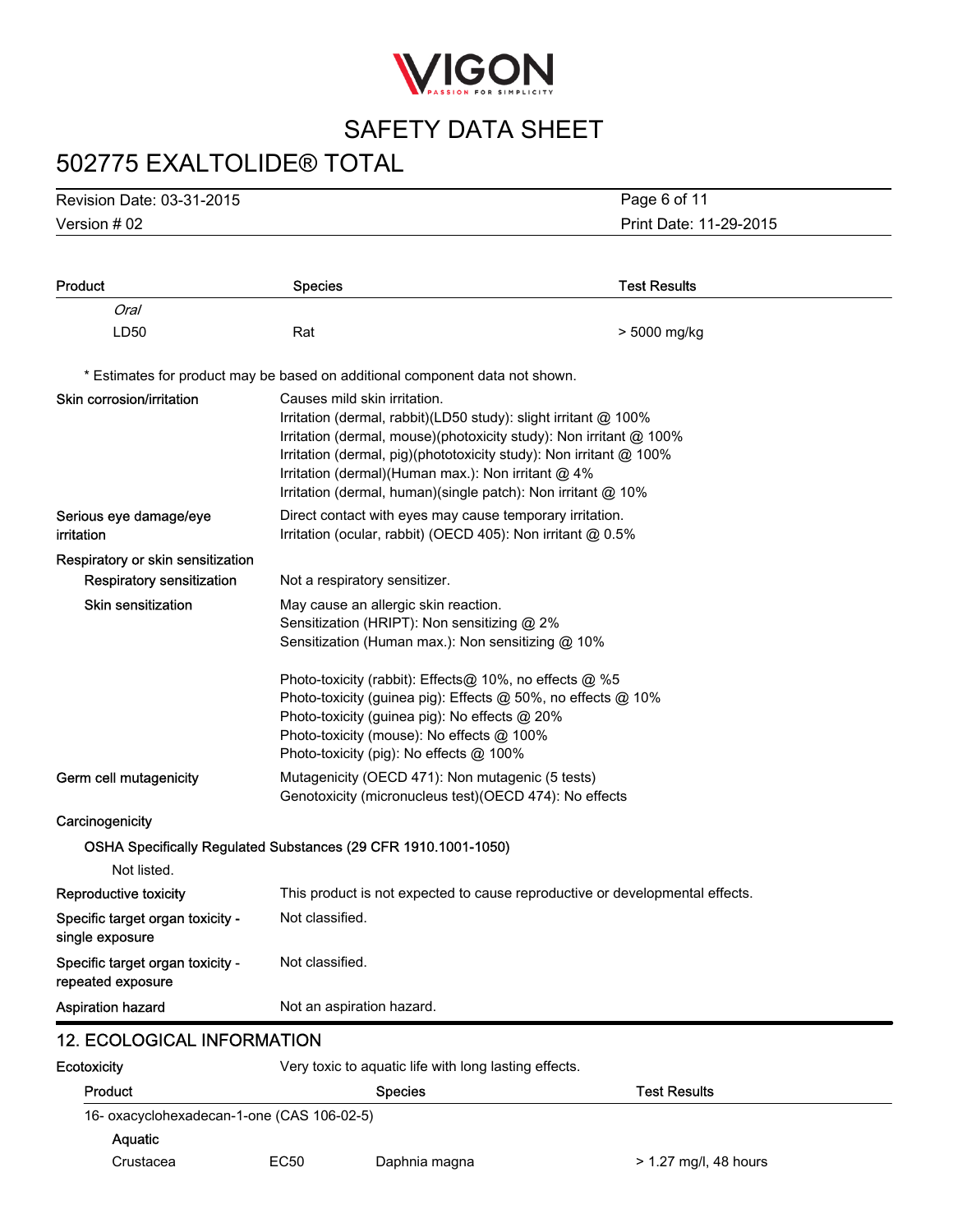| Product | Species | Test Results |
|---|---|---|
| *Oral* | | |
| LD50 | Rat | > 5000 mg/kg |

\* Estimates for product may be based on additional component data not shown.

**Skin corrosion/irritation**
Causes mild skin irritation.
Irritation (dermal, rabbit)(LD50 study): slight irritant @ 100%
Irritation (dermal, mouse)(photoxicity study): Non irritant @ 100%
Irritation (dermal, pig)(phototoxicity study): Non irritant @ 100%
Irritation (dermal)(Human max.): Non irritant @ 4%
Irritation (dermal, human)(single patch): Non irritant @ 10%

**Serious eye damage/eye irritation**
Direct contact with eyes may cause temporary irritation.
Irritation (ocular, rabbit) (OECD 405): Non irritant @ 0.5%

**Respiratory or skin sensitization**

**Respiratory sensitization**
Not a respiratory sensitizer.

**Skin sensitization**
May cause an allergic skin reaction.
Sensitization (HRIPT): Non sensitizing @ 2%
Sensitization (Human max.): Non sensitizing @ 10%

Photo-toxicity (rabbit): Effects@ 10%, no effects @ %5
Photo-toxicity (guinea pig): Effects @ 50%, no effects @ 10%
Photo-toxicity (guinea pig): No effects @ 20%
Photo-toxicity (mouse): No effects @ 100%
Photo-toxicity (pig): No effects @ 100%

**Germ cell mutagenicity**
Mutagenicity (OECD 471): Non mutagenic (5 tests)
Genotoxicity (micronucleus test)(OECD 474): No effects

**Carcinogenicity**

**OSHA Specifically Regulated Substances (29 CFR 1910.1001-1050)**
Not listed.

**Reproductive toxicity**
This product is not expected to cause reproductive or developmental effects.

**Specific target organ toxicity - single exposure**
Not classified.

**Specific target organ toxicity - repeated exposure**
Not classified.

**Aspiration hazard**
Not an aspiration hazard.

## 12. ECOLOGICAL INFORMATION

**Ecotoxicity**
Very toxic to aquatic life with long lasting effects.

| Product | | Species | Test Results |
|---|---|---|---|
| 16- oxacyclohexadecan-1-one (CAS 106-02-5) | | | |
| Aquatic | | | |
| Crustacea | EC50 | Daphnia magna | > 1.27 mg/l, 48 hours |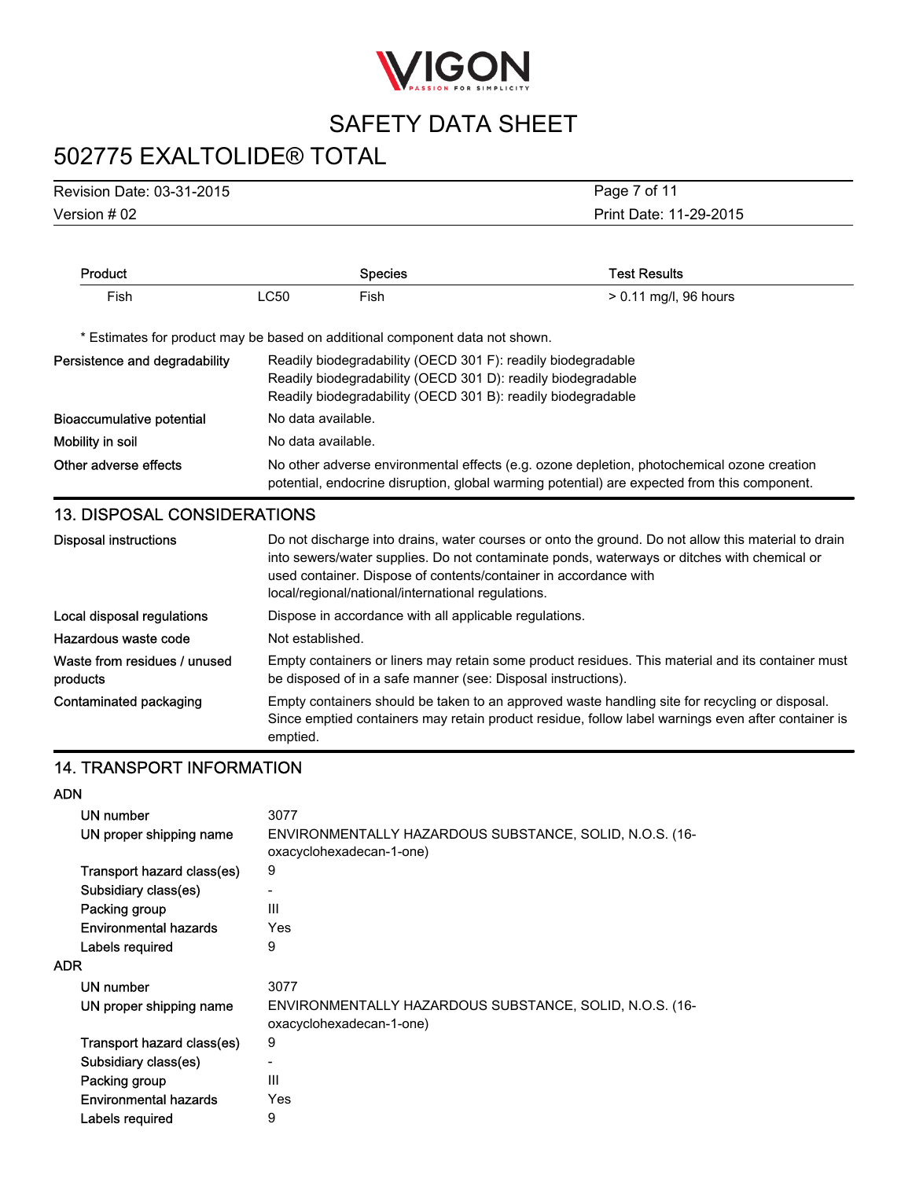| Product | | Species | Test Results |
|---|---|---|---|
| Fish | LC50 | Fish | > 0.11 mg/l, 96 hours |

\* Estimates for product may be based on additional component data not shown.

**Persistence and degradability**
Readily biodegradability (OECD 301 F): readily biodegradable
Readily biodegradability (OECD 301 D): readily biodegradable
Readily biodegradability (OECD 301 B): readily biodegradable

**Bioaccumulative potential**
No data available.

**Mobility in soil**
No data available.

**Other adverse effects**
No other adverse environmental effects (e.g. ozone depletion, photochemical ozone creation potential, endocrine disruption, global warming potential) are expected from this component.

## 13. DISPOSAL CONSIDERATIONS

**Disposal instructions**
Do not discharge into drains, water courses or onto the ground. Do not allow this material to drain into sewers/water supplies. Do not contaminate ponds, waterways or ditches with chemical or used container. Dispose of contents/container in accordance with local/regional/national/international regulations.

**Local disposal regulations**
Dispose in accordance with all applicable regulations.

**Hazardous waste code**
Not established.

**Waste from residues / unused products**
Empty containers or liners may retain some product residues. This material and its container must be disposed of in a safe manner (see: Disposal instructions).

**Contaminated packaging**
Empty containers should be taken to an approved waste handling site for recycling or disposal. Since emptied containers may retain product residue, follow label warnings even after container is emptied.

## 14. TRANSPORT INFORMATION

**ADN**

| | |
|---|---|
| UN number | 3077 |
| UN proper shipping name | ENVIRONMENTALLY HAZARDOUS SUBSTANCE, SOLID, N.O.S. (16-oxacyclohexadecan-1-one) |
| Transport hazard class(es) | 9 |
| Subsidiary class(es) | - |
| Packing group | III |
| Environmental hazards | Yes |
| Labels required | 9 |

**ADR**

| | |
|---|---|
| UN number | 3077 |
| UN proper shipping name | ENVIRONMENTALLY HAZARDOUS SUBSTANCE, SOLID, N.O.S. (16-oxacyclohexadecan-1-one) |
| Transport hazard class(es) | 9 |
| Subsidiary class(es) | - |
| Packing group | III |
| Environmental hazards | Yes |
| Labels required | 9 |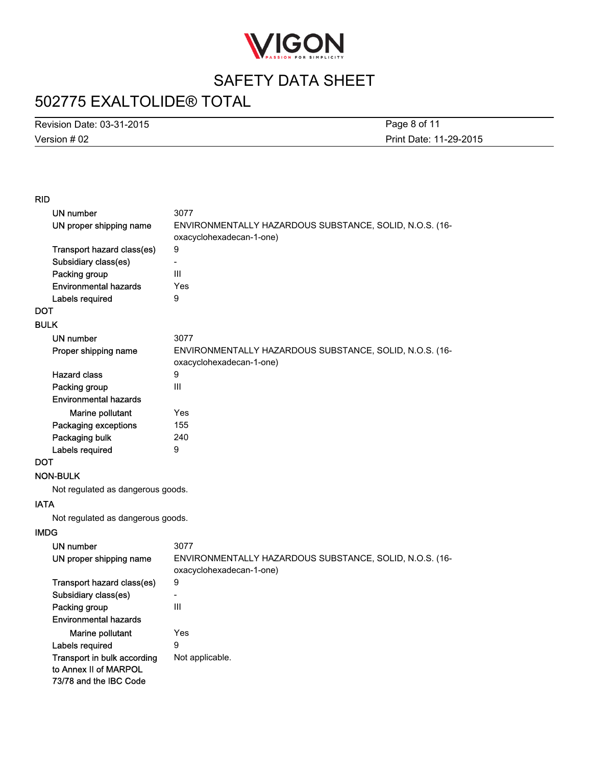**RID**

| | |
|---|---|
| UN number | 3077 |
| UN proper shipping name | ENVIRONMENTALLY HAZARDOUS SUBSTANCE, SOLID, N.O.S. (16-oxacyclohexadecan-1-one) |
| Transport hazard class(es) | 9 |
| Subsidiary class(es) | - |
| Packing group | III |
| Environmental hazards | Yes |
| Labels required | 9 |

**DOT**

**BULK**

| | |
|---|---|
| UN number | 3077 |
| Proper shipping name | ENVIRONMENTALLY HAZARDOUS SUBSTANCE, SOLID, N.O.S. (16-oxacyclohexadecan-1-one) |
| Hazard class | 9 |
| Packing group | III |
| Environmental hazards | |
| Marine pollutant | Yes |
| Packaging exceptions | 155 |
| Packaging bulk | 240 |
| Labels required | 9 |

**DOT**

**NON-BULK**

Not regulated as dangerous goods.

**IATA**

Not regulated as dangerous goods.

**IMDG**

| | |
|---|---|
| UN number | 3077 |
| UN proper shipping name | ENVIRONMENTALLY HAZARDOUS SUBSTANCE, SOLID, N.O.S. (16-oxacyclohexadecan-1-one) |
| Transport hazard class(es) | 9 |
| Subsidiary class(es) | - |
| Packing group | III |
| Environmental hazards | |
| Marine pollutant | Yes |
| Labels required | 9 |
| Transport in bulk according to Annex II of MARPOL 73/78 and the IBC Code | Not applicable. |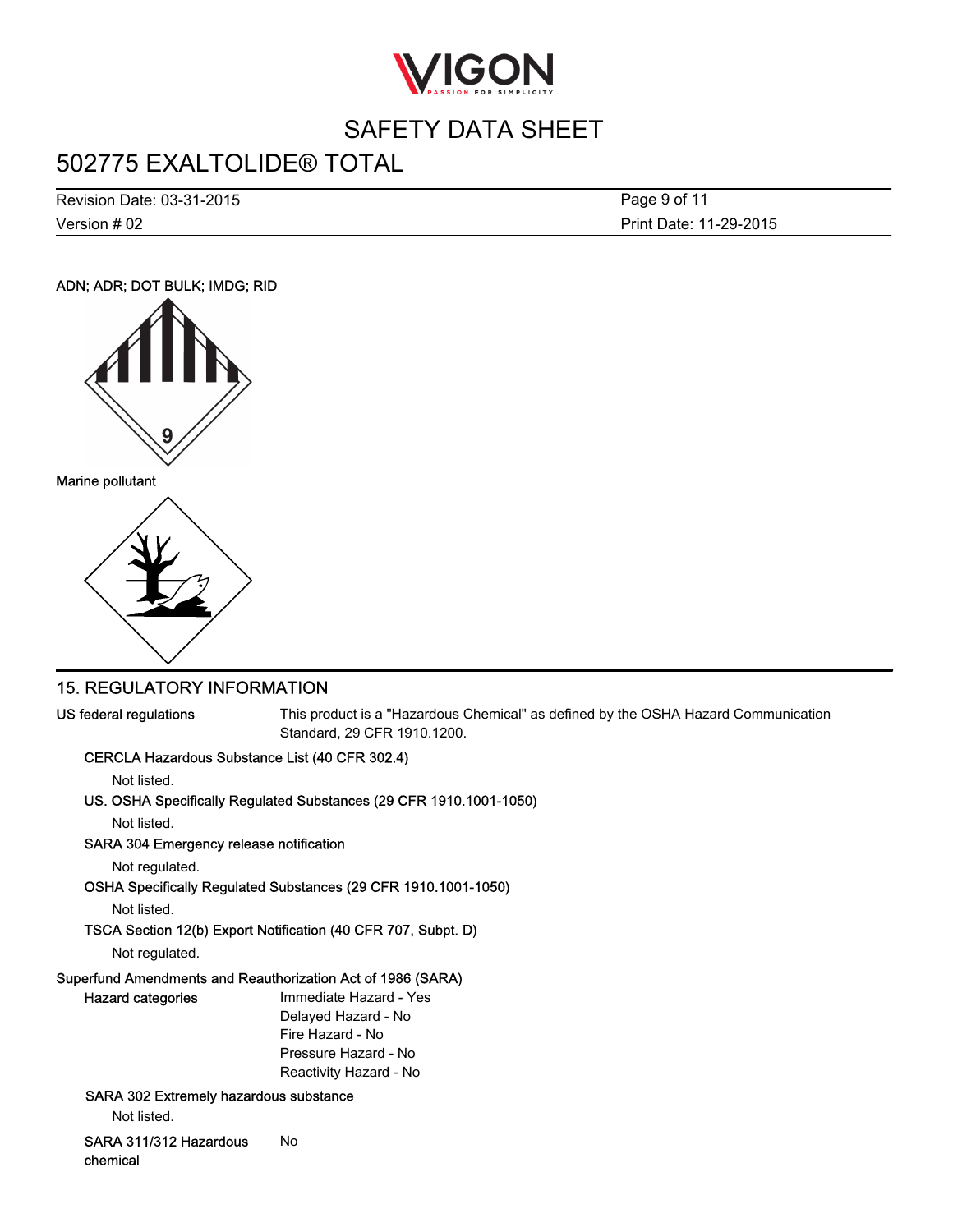ADN; ADR; DOT BULK; IMDG; RID

Marine pollutant

## 15. REGULATORY INFORMATION

**US federal regulations** This product is a "Hazardous Chemical" as defined by the OSHA Hazard Communication Standard, 29 CFR 1910.1200.

**CERCLA Hazardous Substance List (40 CFR 302.4)**

Not listed.

**US. OSHA Specifically Regulated Substances (29 CFR 1910.1001-1050)**

Not listed.

**SARA 304 Emergency release notification**

Not regulated.

**OSHA Specifically Regulated Substances (29 CFR 1910.1001-1050)**

Not listed.

**TSCA Section 12(b) Export Notification (40 CFR 707, Subpt. D)**

Not regulated.

**Superfund Amendments and Reauthorization Act of 1986 (SARA)**

**Hazard categories**

- Immediate Hazard - Yes
- Delayed Hazard - No
- Fire Hazard - No
- Pressure Hazard - No
- Reactivity Hazard - No

**SARA 302 Extremely hazardous substance**

Not listed.

**SARA 311/312 Hazardous chemical** No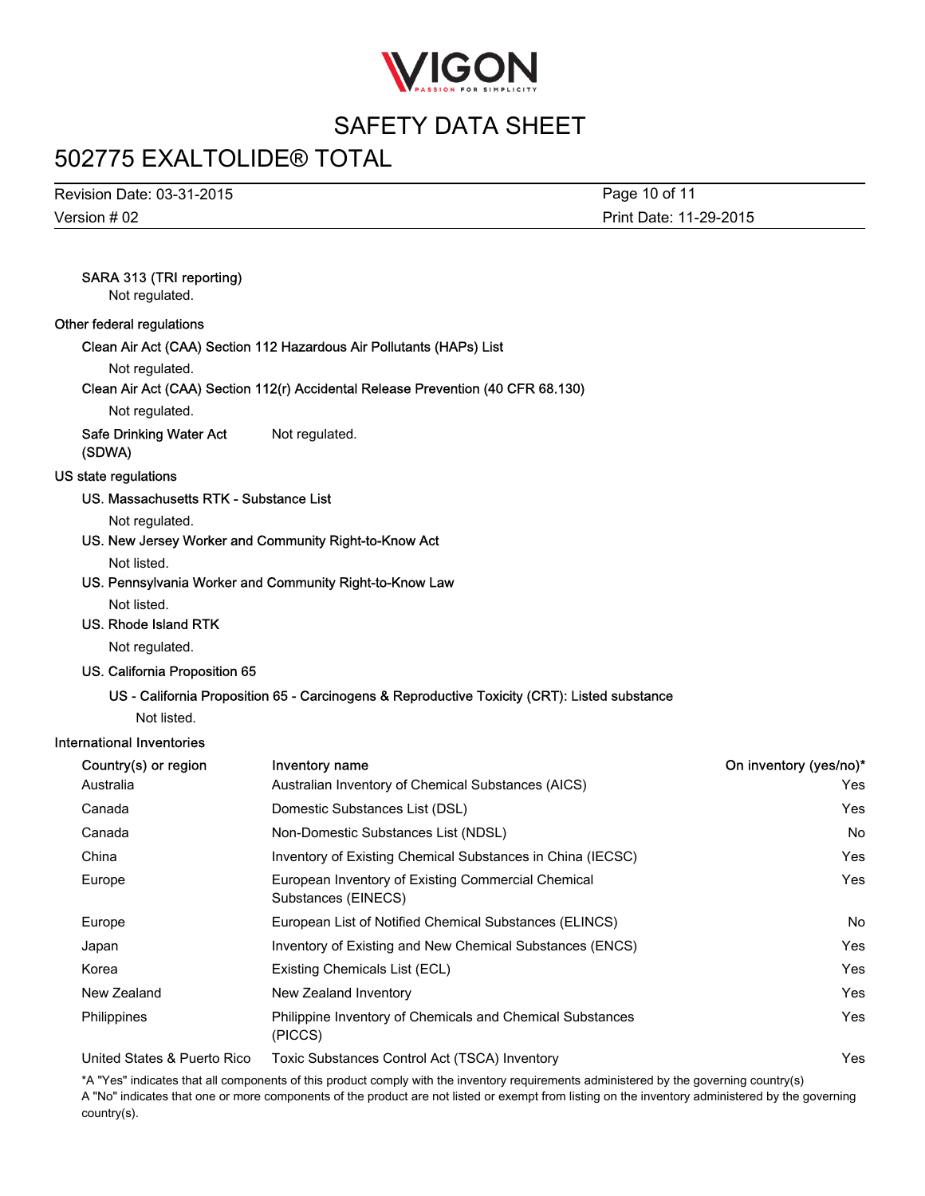**SARA 313 (TRI reporting)**

Not regulated.

**Other federal regulations**

**Clean Air Act (CAA) Section 112 Hazardous Air Pollutants (HAPs) List**

Not regulated.

**Clean Air Act (CAA) Section 112(r) Accidental Release Prevention (40 CFR 68.130)**

Not regulated.

**Safe Drinking Water Act (SDWA)** Not regulated.

**US state regulations**

**US. Massachusetts RTK - Substance List**

Not regulated.

**US. New Jersey Worker and Community Right-to-Know Act**

Not listed.

**US. Pennsylvania Worker and Community Right-to-Know Law**

Not listed.

**US. Rhode Island RTK**

Not regulated.

**US. California Proposition 65**

**US - California Proposition 65 - Carcinogens & Reproductive Toxicity (CRT): Listed substance**

Not listed.

**International Inventories**

| Country(s) or region | Inventory name | On inventory (yes/no)* |
|---|---|---|
| Australia | Australian Inventory of Chemical Substances (AICS) | Yes |
| Canada | Domestic Substances List (DSL) | Yes |
| Canada | Non-Domestic Substances List (NDSL) | No |
| China | Inventory of Existing Chemical Substances in China (IECSC) | Yes |
| Europe | European Inventory of Existing Commercial Chemical Substances (EINECS) | Yes |
| Europe | European List of Notified Chemical Substances (ELINCS) | No |
| Japan | Inventory of Existing and New Chemical Substances (ENCS) | Yes |
| Korea | Existing Chemicals List (ECL) | Yes |
| New Zealand | New Zealand Inventory | Yes |
| Philippines | Philippine Inventory of Chemicals and Chemical Substances (PICCS) | Yes |
| United States & Puerto Rico | Toxic Substances Control Act (TSCA) Inventory | Yes |

*A "Yes" indicates that all components of this product comply with the inventory requirements administered by the governing country(s)
A "No" indicates that one or more components of the product are not listed or exempt from listing on the inventory administered by the governing country(s).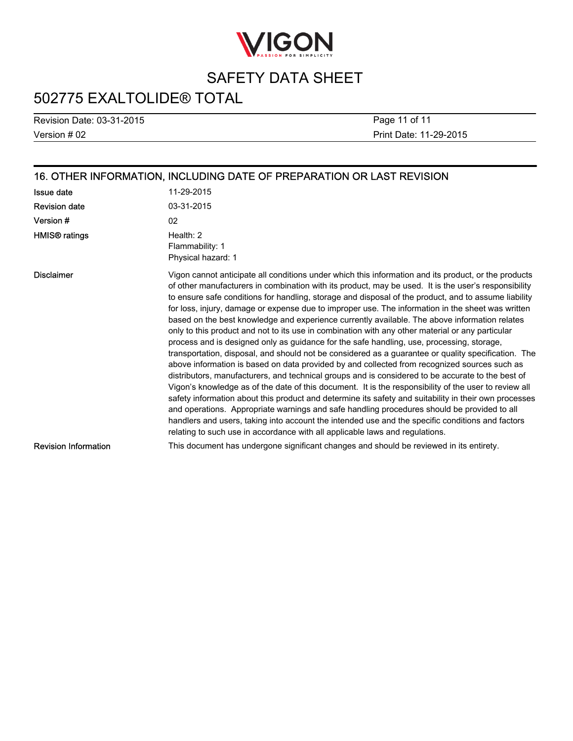## 16. OTHER INFORMATION, INCLUDING DATE OF PREPARATION OR LAST REVISION

| | |
|---|---|
| **Issue date** | 11-29-2015 |
| **Revision date** | 03-31-2015 |
| **Version #** | 02 |
| **HMIS® ratings** | Health: 2<br>Flammability: 1<br>Physical hazard: 1 |
| **Disclaimer** | Vigon cannot anticipate all conditions under which this information and its product, or the products of other manufacturers in combination with its product, may be used. It is the user's responsibility to ensure safe conditions for handling, storage and disposal of the product, and to assume liability for loss, injury, damage or expense due to improper use. The information in the sheet was written based on the best knowledge and experience currently available. The above information relates only to this product and not to its use in combination with any other material or any particular process and is designed only as guidance for the safe handling, use, processing, storage, transportation, disposal, and should not be considered as a guarantee or quality specification. The above information is based on data provided by and collected from recognized sources such as distributors, manufacturers, and technical groups and is considered to be accurate to the best of Vigon's knowledge as of the date of this document. It is the responsibility of the user to review all safety information about this product and determine its safety and suitability in their own processes and operations. Appropriate warnings and safe handling procedures should be provided to all handlers and users, taking into account the intended use and the specific conditions and factors relating to such use in accordance with all applicable laws and regulations. |
| **Revision Information** | This document has undergone significant changes and should be reviewed in its entirety. |